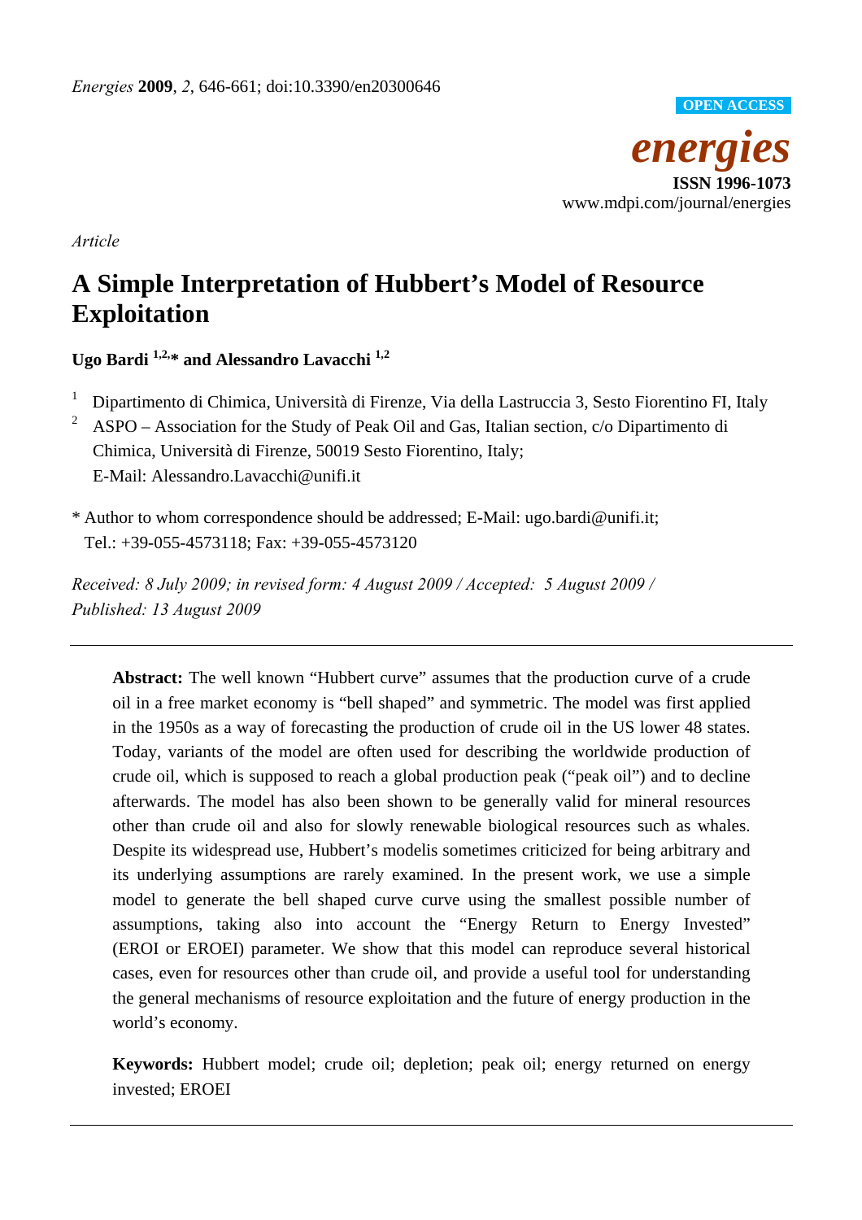*Article*

# A Simple Interpretation of Hubbert's Model of Resource Exploitation

**Ugo Bardi [1,2,*] and Alessandro Lavacchi [1,2]**

[1] Dipartimento di Chimica, Università di Firenze, Via della Lastruccia 3, Sesto Fiorentino FI, Italy

[2] ASPO – Association for the Study of Peak Oil and Gas, Italian section, c/o Dipartimento di Chimica, Università di Firenze, 50019 Sesto Fiorentino, Italy;
E-Mail: Alessandro.Lavacchi@unifi.it

\* Author to whom correspondence should be addressed; E-Mail: ugo.bardi@unifi.it;
Tel.: +39-055-4573118; Fax: +39-055-4573120

*Received: 8 July 2009; in revised form: 4 August 2009 / Accepted: 5 August 2009 / Published: 13 August 2009*

---

**Abstract:** The well known "Hubbert curve" assumes that the production curve of a crude oil in a free market economy is "bell shaped" and symmetric. The model was first applied in the 1950s as a way of forecasting the production of crude oil in the US lower 48 states. Today, variants of the model are often used for describing the worldwide production of crude oil, which is supposed to reach a global production peak ("peak oil") and to decline afterwards. The model has also been shown to be generally valid for mineral resources other than crude oil and also for slowly renewable biological resources such as whales. Despite its widespread use, Hubbert's modelis sometimes criticized for being arbitrary and its underlying assumptions are rarely examined. In the present work, we use a simple model to generate the bell shaped curve curve using the smallest possible number of assumptions, taking also into account the "Energy Return to Energy Invested" (EROI or EROEI) parameter. We show that this model can reproduce several historical cases, even for resources other than crude oil, and provide a useful tool for understanding the general mechanisms of resource exploitation and the future of energy production in the world's economy.

**Keywords:** Hubbert model; crude oil; depletion; peak oil; energy returned on energy invested; EROEI

---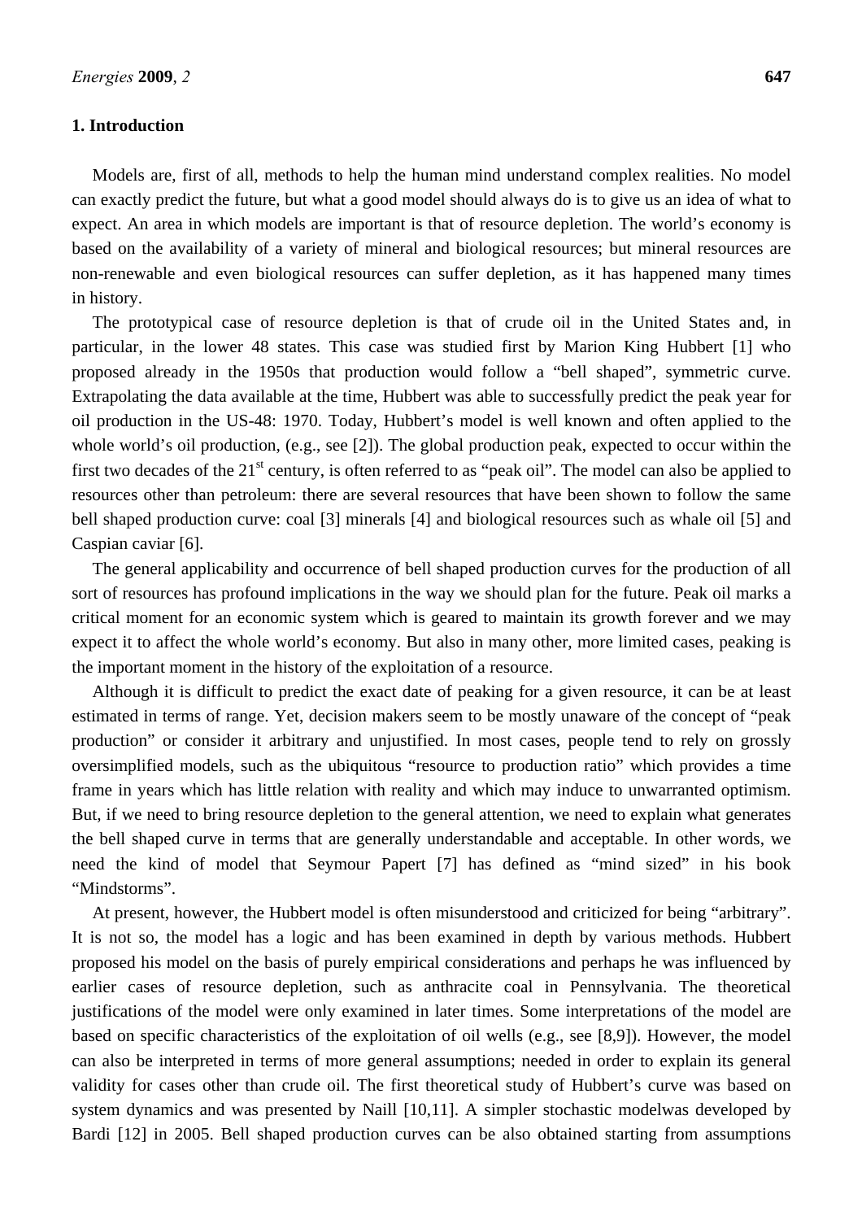## 1. Introduction

Models are, first of all, methods to help the human mind understand complex realities. No model can exactly predict the future, but what a good model should always do is to give us an idea of what to expect. An area in which models are important is that of resource depletion. The world's economy is based on the availability of a variety of mineral and biological resources; but mineral resources are non-renewable and even biological resources can suffer depletion, as it has happened many times in history.

The prototypical case of resource depletion is that of crude oil in the United States and, in particular, in the lower 48 states. This case was studied first by Marion King Hubbert [1] who proposed already in the 1950s that production would follow a "bell shaped", symmetric curve. Extrapolating the data available at the time, Hubbert was able to successfully predict the peak year for oil production in the US-48: 1970. Today, Hubbert's model is well known and often applied to the whole world's oil production, (e.g., see [2]). The global production peak, expected to occur within the first two decades of the 21st century, is often referred to as "peak oil". The model can also be applied to resources other than petroleum: there are several resources that have been shown to follow the same bell shaped production curve: coal [3] minerals [4] and biological resources such as whale oil [5] and Caspian caviar [6].

The general applicability and occurrence of bell shaped production curves for the production of all sort of resources has profound implications in the way we should plan for the future. Peak oil marks a critical moment for an economic system which is geared to maintain its growth forever and we may expect it to affect the whole world's economy. But also in many other, more limited cases, peaking is the important moment in the history of the exploitation of a resource.

Although it is difficult to predict the exact date of peaking for a given resource, it can be at least estimated in terms of range. Yet, decision makers seem to be mostly unaware of the concept of "peak production" or consider it arbitrary and unjustified. In most cases, people tend to rely on grossly oversimplified models, such as the ubiquitous "resource to production ratio" which provides a time frame in years which has little relation with reality and which may induce to unwarranted optimism. But, if we need to bring resource depletion to the general attention, we need to explain what generates the bell shaped curve in terms that are generally understandable and acceptable. In other words, we need the kind of model that Seymour Papert [7] has defined as "mind sized" in his book "Mindstorms".

At present, however, the Hubbert model is often misunderstood and criticized for being "arbitrary". It is not so, the model has a logic and has been examined in depth by various methods. Hubbert proposed his model on the basis of purely empirical considerations and perhaps he was influenced by earlier cases of resource depletion, such as anthracite coal in Pennsylvania. The theoretical justifications of the model were only examined in later times. Some interpretations of the model are based on specific characteristics of the exploitation of oil wells (e.g., see [8,9]). However, the model can also be interpreted in terms of more general assumptions; needed in order to explain its general validity for cases other than crude oil. The first theoretical study of Hubbert's curve was based on system dynamics and was presented by Naill [10,11]. A simpler stochastic modelwas developed by Bardi [12] in 2005. Bell shaped production curves can be also obtained starting from assumptions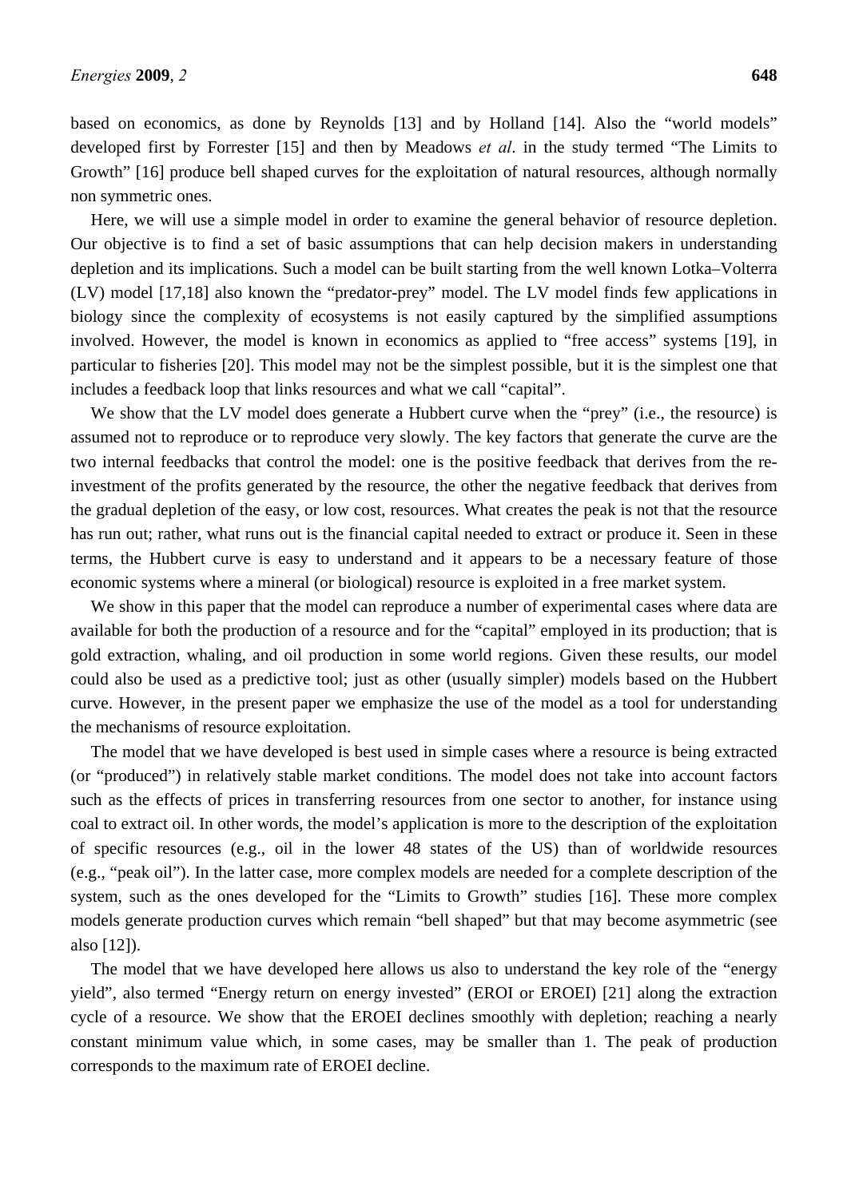based on economics, as done by Reynolds [13] and by Holland [14]. Also the "world models" developed first by Forrester [15] and then by Meadows *et al*. in the study termed "The Limits to Growth" [16] produce bell shaped curves for the exploitation of natural resources, although normally non symmetric ones.

Here, we will use a simple model in order to examine the general behavior of resource depletion. Our objective is to find a set of basic assumptions that can help decision makers in understanding depletion and its implications. Such a model can be built starting from the well known Lotka–Volterra (LV) model [17,18] also known the "predator-prey" model. The LV model finds few applications in biology since the complexity of ecosystems is not easily captured by the simplified assumptions involved. However, the model is known in economics as applied to "free access" systems [19], in particular to fisheries [20]. This model may not be the simplest possible, but it is the simplest one that includes a feedback loop that links resources and what we call "capital".

We show that the LV model does generate a Hubbert curve when the "prey" (i.e., the resource) is assumed not to reproduce or to reproduce very slowly. The key factors that generate the curve are the two internal feedbacks that control the model: one is the positive feedback that derives from the re-investment of the profits generated by the resource, the other the negative feedback that derives from the gradual depletion of the easy, or low cost, resources. What creates the peak is not that the resource has run out; rather, what runs out is the financial capital needed to extract or produce it. Seen in these terms, the Hubbert curve is easy to understand and it appears to be a necessary feature of those economic systems where a mineral (or biological) resource is exploited in a free market system.

We show in this paper that the model can reproduce a number of experimental cases where data are available for both the production of a resource and for the "capital" employed in its production; that is gold extraction, whaling, and oil production in some world regions. Given these results, our model could also be used as a predictive tool; just as other (usually simpler) models based on the Hubbert curve. However, in the present paper we emphasize the use of the model as a tool for understanding the mechanisms of resource exploitation.

The model that we have developed is best used in simple cases where a resource is being extracted (or "produced") in relatively stable market conditions. The model does not take into account factors such as the effects of prices in transferring resources from one sector to another, for instance using coal to extract oil. In other words, the model's application is more to the description of the exploitation of specific resources (e.g., oil in the lower 48 states of the US) than of worldwide resources (e.g., "peak oil"). In the latter case, more complex models are needed for a complete description of the system, such as the ones developed for the "Limits to Growth" studies [16]. These more complex models generate production curves which remain "bell shaped" but that may become asymmetric (see also [12]).

The model that we have developed here allows us also to understand the key role of the "energy yield", also termed "Energy return on energy invested" (EROI or EROEI) [21] along the extraction cycle of a resource. We show that the EROEI declines smoothly with depletion; reaching a nearly constant minimum value which, in some cases, may be smaller than 1. The peak of production corresponds to the maximum rate of EROEI decline.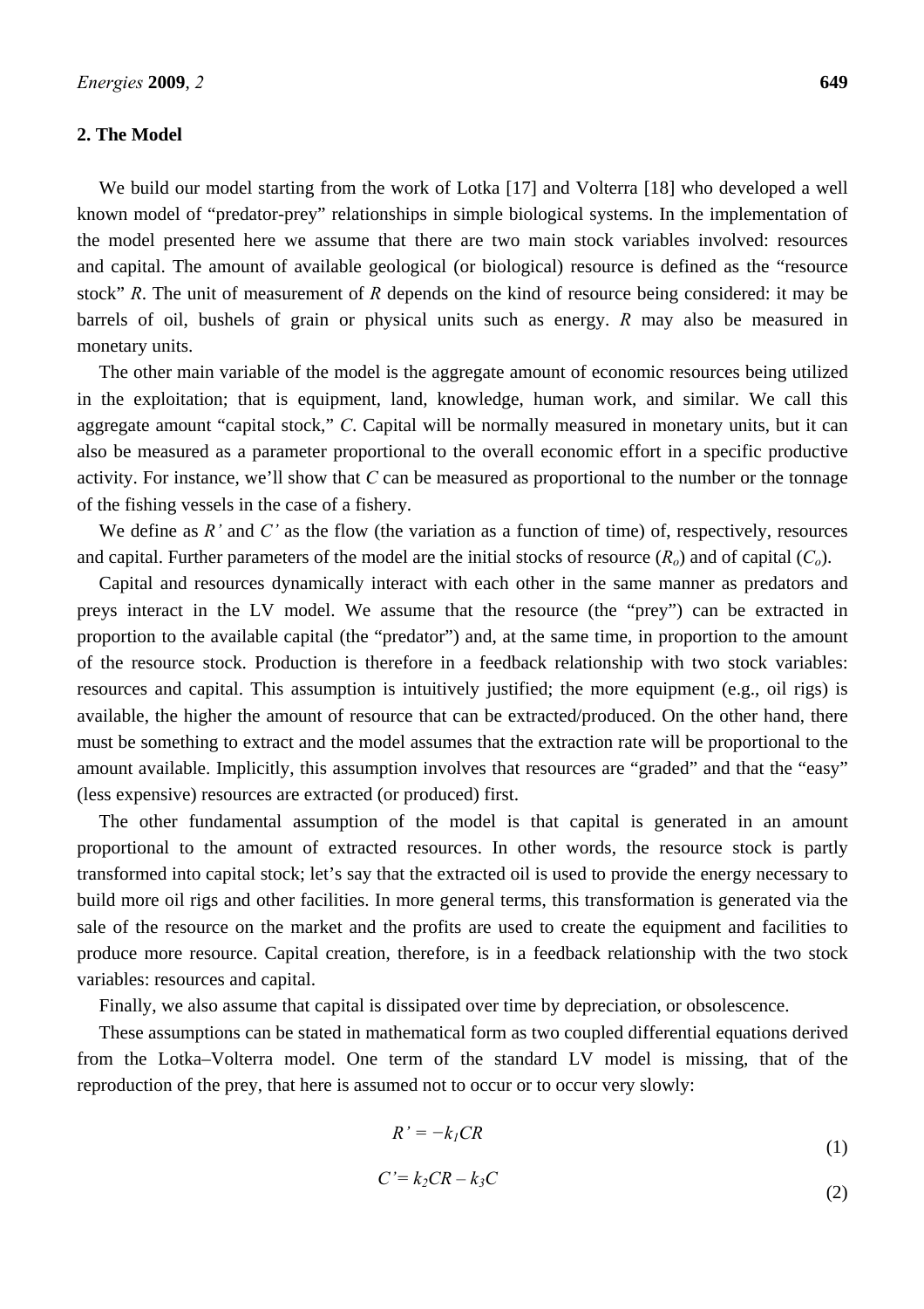## 2. The Model

We build our model starting from the work of Lotka [17] and Volterra [18] who developed a well known model of "predator-prey" relationships in simple biological systems. In the implementation of the model presented here we assume that there are two main stock variables involved: resources and capital. The amount of available geological (or biological) resource is defined as the "resource stock" $R$. The unit of measurement of $R$ depends on the kind of resource being considered: it may be barrels of oil, bushels of grain or physical units such as energy. $R$ may also be measured in monetary units.

The other main variable of the model is the aggregate amount of economic resources being utilized in the exploitation; that is equipment, land, knowledge, human work, and similar. We call this aggregate amount "capital stock," $C$. Capital will be normally measured in monetary units, but it can also be measured as a parameter proportional to the overall economic effort in a specific productive activity. For instance, we'll show that $C$ can be measured as proportional to the number or the tonnage of the fishing vessels in the case of a fishery.

We define as $R'$ and $C'$ as the flow (the variation as a function of time) of, respectively, resources and capital. Further parameters of the model are the initial stocks of resource ($R_o$) and of capital ($C_o$).

Capital and resources dynamically interact with each other in the same manner as predators and preys interact in the LV model. We assume that the resource (the "prey") can be extracted in proportion to the available capital (the "predator") and, at the same time, in proportion to the amount of the resource stock. Production is therefore in a feedback relationship with two stock variables: resources and capital. This assumption is intuitively justified; the more equipment (e.g., oil rigs) is available, the higher the amount of resource that can be extracted/produced. On the other hand, there must be something to extract and the model assumes that the extraction rate will be proportional to the amount available. Implicitly, this assumption involves that resources are "graded" and that the "easy" (less expensive) resources are extracted (or produced) first.

The other fundamental assumption of the model is that capital is generated in an amount proportional to the amount of extracted resources. In other words, the resource stock is partly transformed into capital stock; let's say that the extracted oil is used to provide the energy necessary to build more oil rigs and other facilities. In more general terms, this transformation is generated via the sale of the resource on the market and the profits are used to create the equipment and facilities to produce more resource. Capital creation, therefore, is in a feedback relationship with the two stock variables: resources and capital.

Finally, we also assume that capital is dissipated over time by depreciation, or obsolescence.

These assumptions can be stated in mathematical form as two coupled differential equations derived from the Lotka–Volterra model. One term of the standard LV model is missing, that of the reproduction of the prey, that here is assumed not to occur or to occur very slowly:

$$R' = -k_1 CR \tag{1}$$

$$C' = k_2 CR - k_3 C \tag{2}$$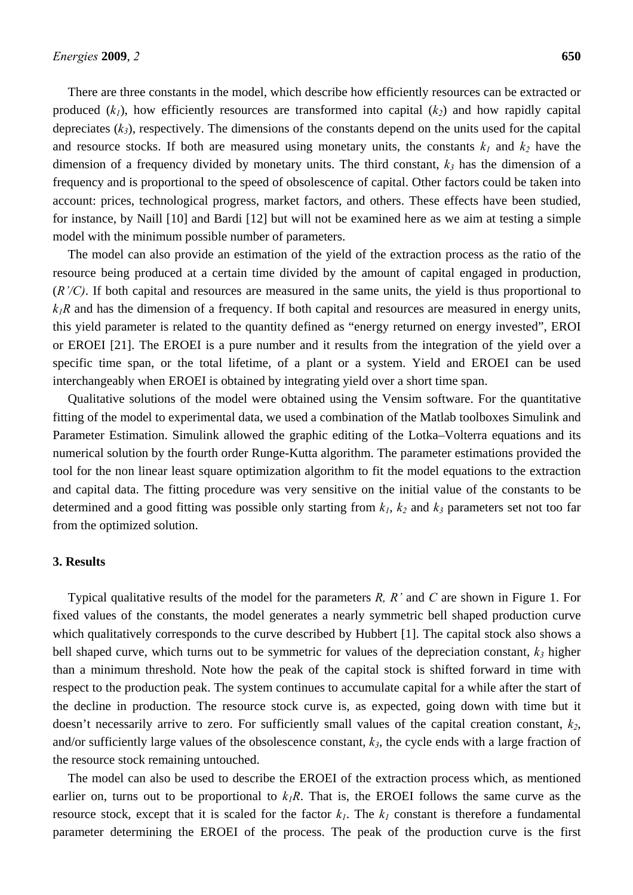There are three constants in the model, which describe how efficiently resources can be extracted or produced ($k_1$), how efficiently resources are transformed into capital ($k_2$) and how rapidly capital depreciates ($k_3$), respectively. The dimensions of the constants depend on the units used for the capital and resource stocks. If both are measured using monetary units, the constants $k_1$ and $k_2$ have the dimension of a frequency divided by monetary units. The third constant, $k_3$ has the dimension of a frequency and is proportional to the speed of obsolescence of capital. Other factors could be taken into account: prices, technological progress, market factors, and others. These effects have been studied, for instance, by Naill [10] and Bardi [12] but will not be examined here as we aim at testing a simple model with the minimum possible number of parameters.

The model can also provide an estimation of the yield of the extraction process as the ratio of the resource being produced at a certain time divided by the amount of capital engaged in production, ($R'/C$). If both capital and resources are measured in the same units, the yield is thus proportional to $k_1R$ and has the dimension of a frequency. If both capital and resources are measured in energy units, this yield parameter is related to the quantity defined as "energy returned on energy invested", EROI or EROEI [21]. The EROEI is a pure number and it results from the integration of the yield over a specific time span, or the total lifetime, of a plant or a system. Yield and EROEI can be used interchangeably when EROEI is obtained by integrating yield over a short time span.

Qualitative solutions of the model were obtained using the Vensim software. For the quantitative fitting of the model to experimental data, we used a combination of the Matlab toolboxes Simulink and Parameter Estimation. Simulink allowed the graphic editing of the Lotka–Volterra equations and its numerical solution by the fourth order Runge-Kutta algorithm. The parameter estimations provided the tool for the non linear least square optimization algorithm to fit the model equations to the extraction and capital data. The fitting procedure was very sensitive on the initial value of the constants to be determined and a good fitting was possible only starting from $k_1$, $k_2$ and $k_3$ parameters set not too far from the optimized solution.

## 3. Results

Typical qualitative results of the model for the parameters *R, R'* and *C* are shown in Figure 1. For fixed values of the constants, the model generates a nearly symmetric bell shaped production curve which qualitatively corresponds to the curve described by Hubbert [1]. The capital stock also shows a bell shaped curve, which turns out to be symmetric for values of the depreciation constant, $k_3$ higher than a minimum threshold. Note how the peak of the capital stock is shifted forward in time with respect to the production peak. The system continues to accumulate capital for a while after the start of the decline in production. The resource stock curve is, as expected, going down with time but it doesn't necessarily arrive to zero. For sufficiently small values of the capital creation constant, $k_2$, and/or sufficiently large values of the obsolescence constant, $k_3$, the cycle ends with a large fraction of the resource stock remaining untouched.

The model can also be used to describe the EROEI of the extraction process which, as mentioned earlier on, turns out to be proportional to $k_1R$. That is, the EROEI follows the same curve as the resource stock, except that it is scaled for the factor $k_1$. The $k_1$ constant is therefore a fundamental parameter determining the EROEI of the process. The peak of the production curve is the first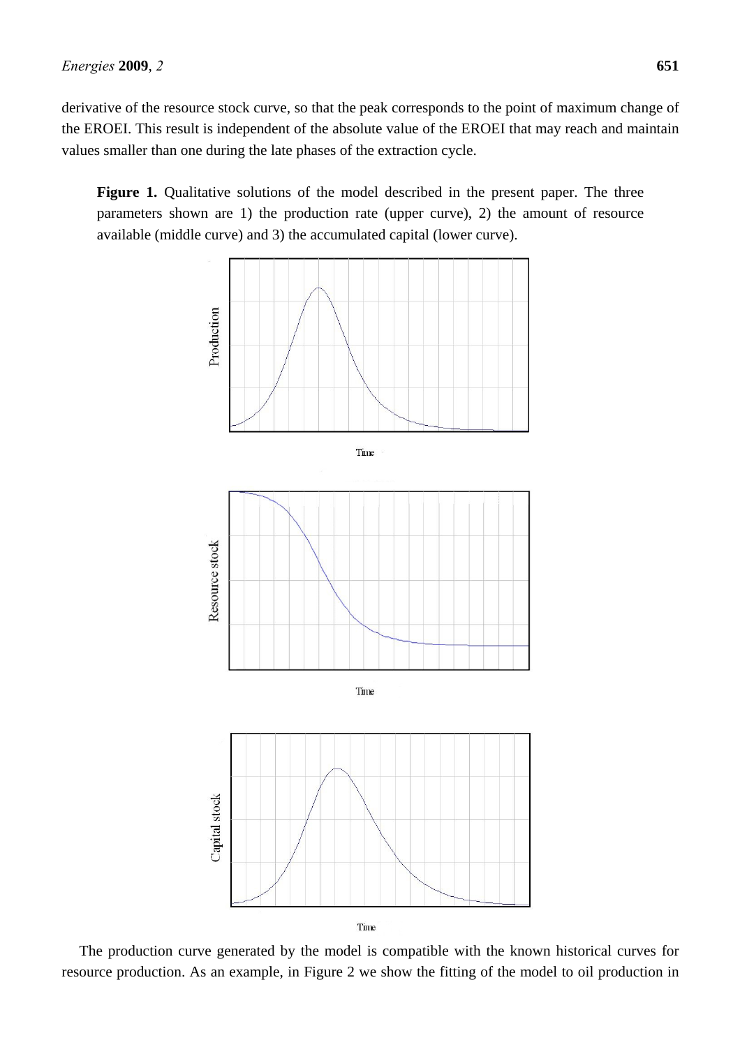derivative of the resource stock curve, so that the peak corresponds to the point of maximum change of the EROEI. This result is independent of the absolute value of the EROEI that may reach and maintain values smaller than one during the late phases of the extraction cycle.

**Figure 1.** Qualitative solutions of the model described in the present paper. The three parameters shown are 1) the production rate (upper curve), 2) the amount of resource available (middle curve) and 3) the accumulated capital (lower curve).

The production curve generated by the model is compatible with the known historical curves for resource production. As an example, in Figure 2 we show the fitting of the model to oil production in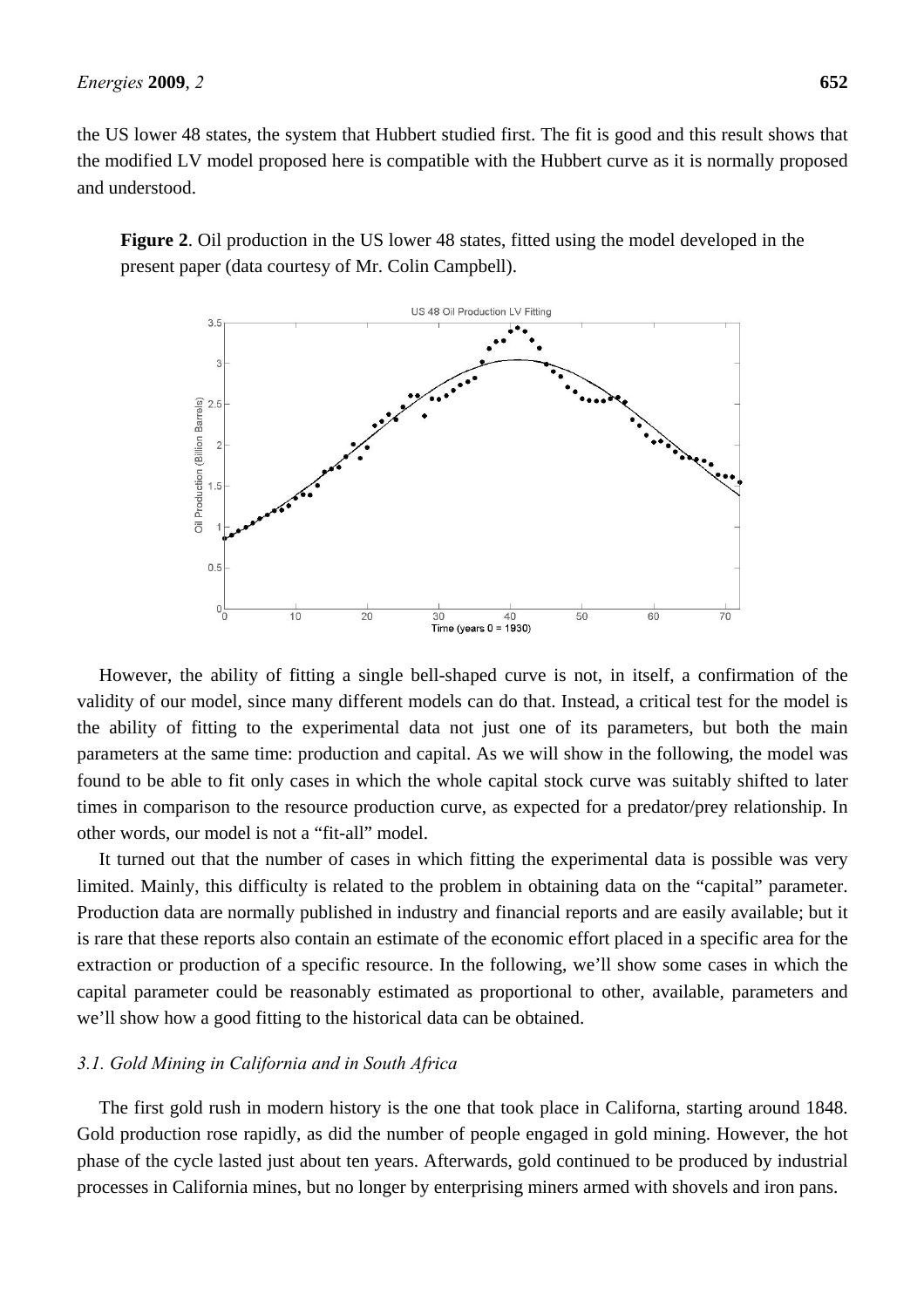the US lower 48 states, the system that Hubbert studied first. The fit is good and this result shows that the modified LV model proposed here is compatible with the Hubbert curve as it is normally proposed and understood.

**Figure 2**. Oil production in the US lower 48 states, fitted using the model developed in the present paper (data courtesy of Mr. Colin Campbell).

However, the ability of fitting a single bell-shaped curve is not, in itself, a confirmation of the validity of our model, since many different models can do that. Instead, a critical test for the model is the ability of fitting to the experimental data not just one of its parameters, but both the main parameters at the same time: production and capital. As we will show in the following, the model was found to be able to fit only cases in which the whole capital stock curve was suitably shifted to later times in comparison to the resource production curve, as expected for a predator/prey relationship. In other words, our model is not a "fit-all" model.

It turned out that the number of cases in which fitting the experimental data is possible was very limited. Mainly, this difficulty is related to the problem in obtaining data on the "capital" parameter. Production data are normally published in industry and financial reports and are easily available; but it is rare that these reports also contain an estimate of the economic effort placed in a specific area for the extraction or production of a specific resource. In the following, we'll show some cases in which the capital parameter could be reasonably estimated as proportional to other, available, parameters and we'll show how a good fitting to the historical data can be obtained.

### *3.1. Gold Mining in California and in South Africa*

The first gold rush in modern history is the one that took place in Californa, starting around 1848. Gold production rose rapidly, as did the number of people engaged in gold mining. However, the hot phase of the cycle lasted just about ten years. Afterwards, gold continued to be produced by industrial processes in California mines, but no longer by enterprising miners armed with shovels and iron pans.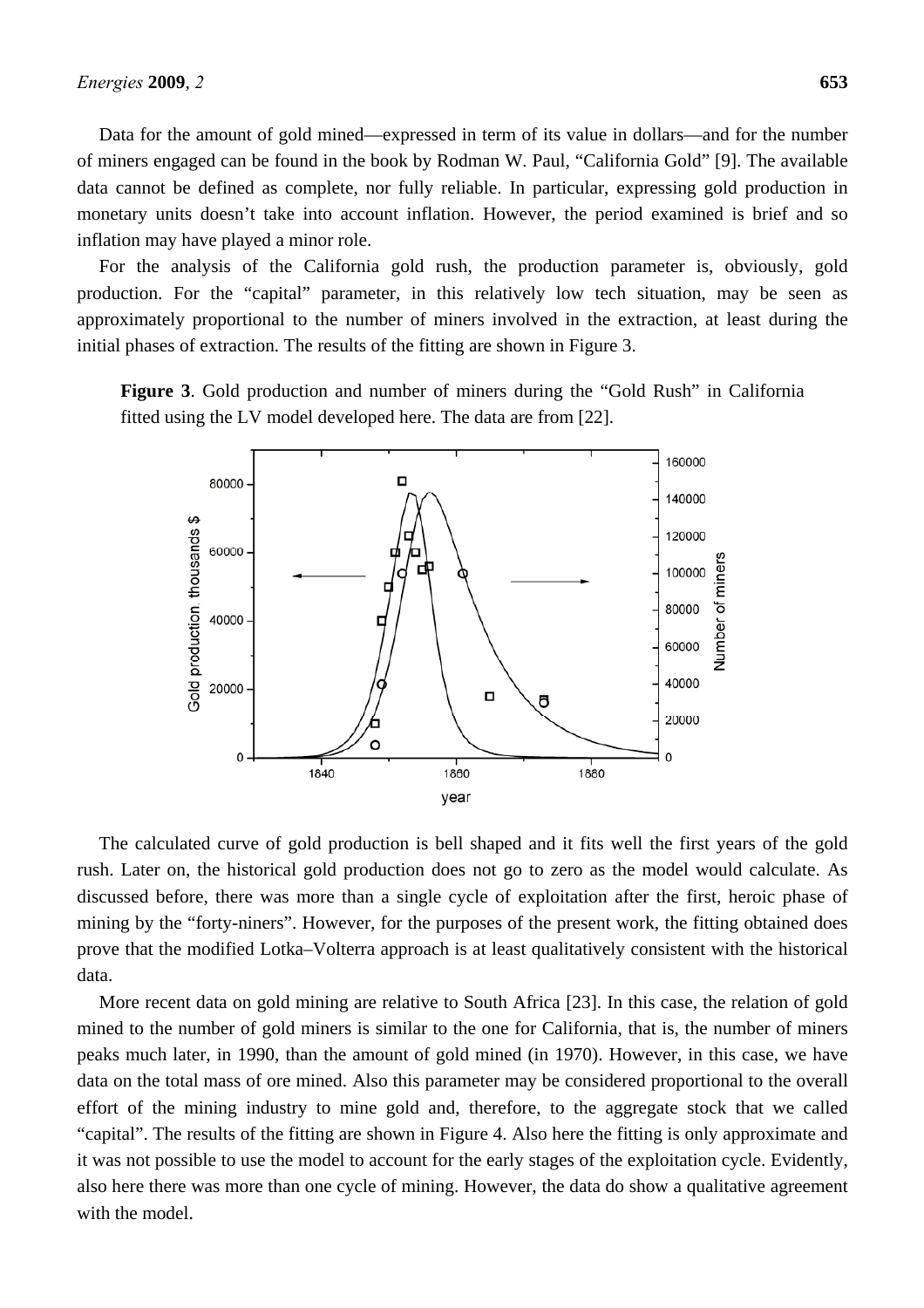Data for the amount of gold mined—expressed in term of its value in dollars—and for the number of miners engaged can be found in the book by Rodman W. Paul, "California Gold" [9]. The available data cannot be defined as complete, nor fully reliable. In particular, expressing gold production in monetary units doesn't take into account inflation. However, the period examined is brief and so inflation may have played a minor role.

For the analysis of the California gold rush, the production parameter is, obviously, gold production. For the "capital" parameter, in this relatively low tech situation, may be seen as approximately proportional to the number of miners involved in the extraction, at least during the initial phases of extraction. The results of the fitting are shown in Figure 3.

**Figure 3**. Gold production and number of miners during the "Gold Rush" in California fitted using the LV model developed here. The data are from [22].

The calculated curve of gold production is bell shaped and it fits well the first years of the gold rush. Later on, the historical gold production does not go to zero as the model would calculate. As discussed before, there was more than a single cycle of exploitation after the first, heroic phase of mining by the "forty-niners". However, for the purposes of the present work, the fitting obtained does prove that the modified Lotka–Volterra approach is at least qualitatively consistent with the historical data.

More recent data on gold mining are relative to South Africa [23]. In this case, the relation of gold mined to the number of gold miners is similar to the one for California, that is, the number of miners peaks much later, in 1990, than the amount of gold mined (in 1970). However, in this case, we have data on the total mass of ore mined. Also this parameter may be considered proportional to the overall effort of the mining industry to mine gold and, therefore, to the aggregate stock that we called "capital". The results of the fitting are shown in Figure 4. Also here the fitting is only approximate and it was not possible to use the model to account for the early stages of the exploitation cycle. Evidently, also here there was more than one cycle of mining. However, the data do show a qualitative agreement with the model.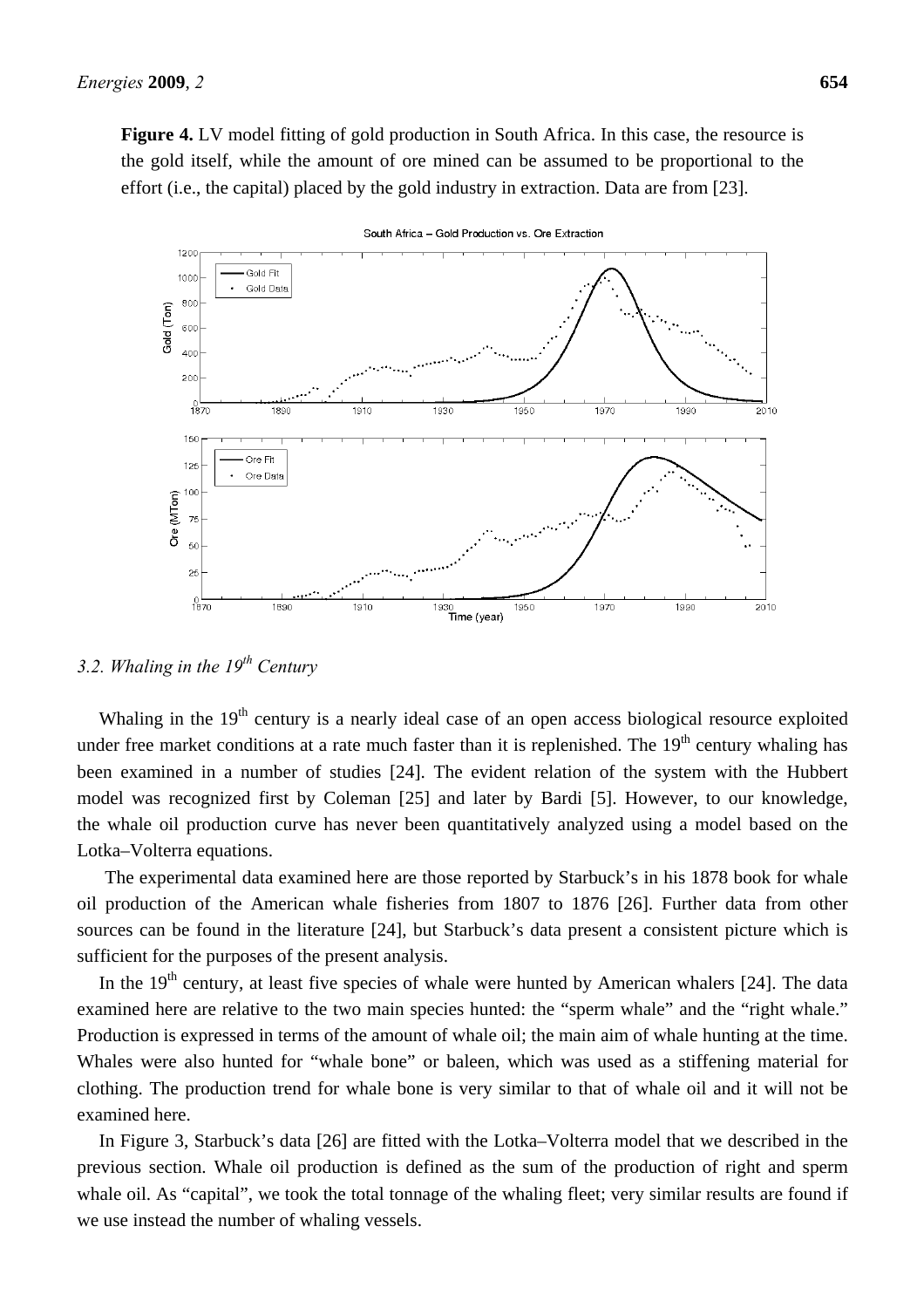**Figure 4.** LV model fitting of gold production in South Africa. In this case, the resource is the gold itself, while the amount of ore mined can be assumed to be proportional to the effort (i.e., the capital) placed by the gold industry in extraction. Data are from [23].

### *3.2. Whaling in the 19th Century*

Whaling in the 19th century is a nearly ideal case of an open access biological resource exploited under free market conditions at a rate much faster than it is replenished. The 19th century whaling has been examined in a number of studies [24]. The evident relation of the system with the Hubbert model was recognized first by Coleman [25] and later by Bardi [5]. However, to our knowledge, the whale oil production curve has never been quantitatively analyzed using a model based on the Lotka–Volterra equations.

The experimental data examined here are those reported by Starbuck's in his 1878 book for whale oil production of the American whale fisheries from 1807 to 1876 [26]. Further data from other sources can be found in the literature [24], but Starbuck's data present a consistent picture which is sufficient for the purposes of the present analysis.

In the 19th century, at least five species of whale were hunted by American whalers [24]. The data examined here are relative to the two main species hunted: the "sperm whale" and the "right whale." Production is expressed in terms of the amount of whale oil; the main aim of whale hunting at the time. Whales were also hunted for "whale bone" or baleen, which was used as a stiffening material for clothing. The production trend for whale bone is very similar to that of whale oil and it will not be examined here.

In Figure 3, Starbuck's data [26] are fitted with the Lotka–Volterra model that we described in the previous section. Whale oil production is defined as the sum of the production of right and sperm whale oil. As "capital", we took the total tonnage of the whaling fleet; very similar results are found if we use instead the number of whaling vessels.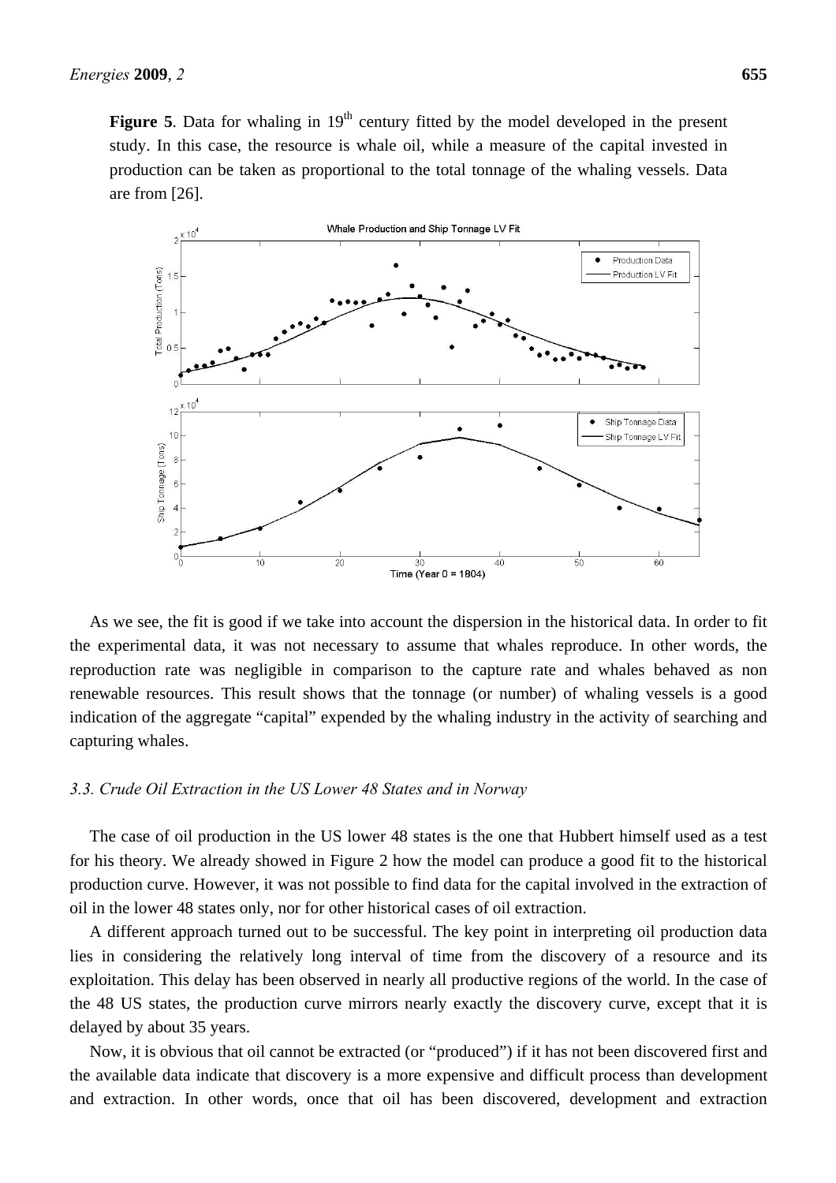**Figure 5**. Data for whaling in 19$^{th}$ century fitted by the model developed in the present study. In this case, the resource is whale oil, while a measure of the capital invested in production can be taken as proportional to the total tonnage of the whaling vessels. Data are from [26].

As we see, the fit is good if we take into account the dispersion in the historical data. In order to fit the experimental data, it was not necessary to assume that whales reproduce. In other words, the reproduction rate was negligible in comparison to the capture rate and whales behaved as non renewable resources. This result shows that the tonnage (or number) of whaling vessels is a good indication of the aggregate "capital" expended by the whaling industry in the activity of searching and capturing whales.

### *3.3. Crude Oil Extraction in the US Lower 48 States and in Norway*

The case of oil production in the US lower 48 states is the one that Hubbert himself used as a test for his theory. We already showed in Figure 2 how the model can produce a good fit to the historical production curve. However, it was not possible to find data for the capital involved in the extraction of oil in the lower 48 states only, nor for other historical cases of oil extraction.

A different approach turned out to be successful. The key point in interpreting oil production data lies in considering the relatively long interval of time from the discovery of a resource and its exploitation. This delay has been observed in nearly all productive regions of the world. In the case of the 48 US states, the production curve mirrors nearly exactly the discovery curve, except that it is delayed by about 35 years.

Now, it is obvious that oil cannot be extracted (or "produced") if it has not been discovered first and the available data indicate that discovery is a more expensive and difficult process than development and extraction. In other words, once that oil has been discovered, development and extraction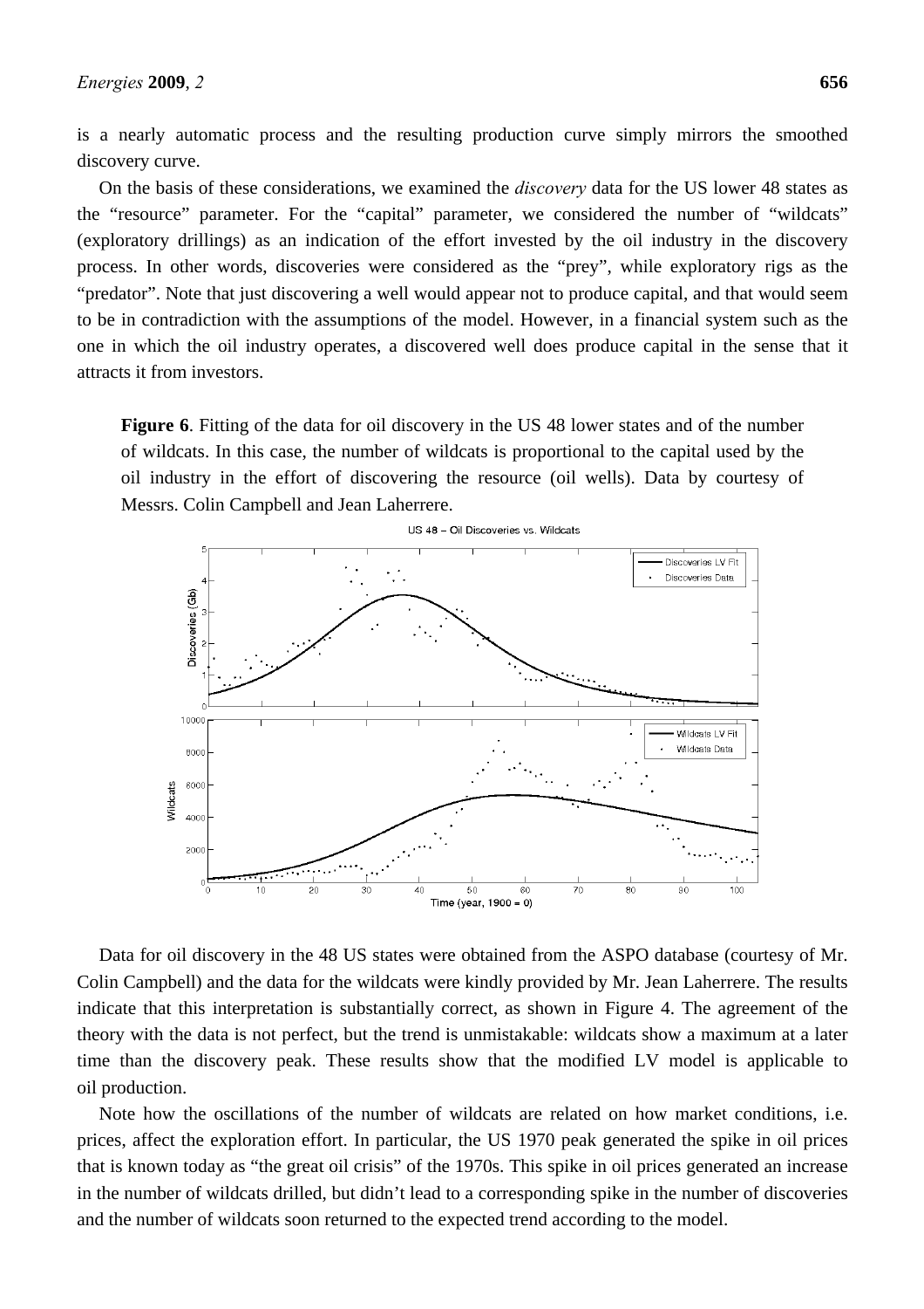is a nearly automatic process and the resulting production curve simply mirrors the smoothed discovery curve.

On the basis of these considerations, we examined the *discovery* data for the US lower 48 states as the "resource" parameter. For the "capital" parameter, we considered the number of "wildcats" (exploratory drillings) as an indication of the effort invested by the oil industry in the discovery process. In other words, discoveries were considered as the "prey", while exploratory rigs as the "predator". Note that just discovering a well would appear not to produce capital, and that would seem to be in contradiction with the assumptions of the model. However, in a financial system such as the one in which the oil industry operates, a discovered well does produce capital in the sense that it attracts it from investors.

**Figure 6**. Fitting of the data for oil discovery in the US 48 lower states and of the number of wildcats. In this case, the number of wildcats is proportional to the capital used by the oil industry in the effort of discovering the resource (oil wells). Data by courtesy of Messrs. Colin Campbell and Jean Laherrere.

Data for oil discovery in the 48 US states were obtained from the ASPO database (courtesy of Mr. Colin Campbell) and the data for the wildcats were kindly provided by Mr. Jean Laherrere. The results indicate that this interpretation is substantially correct, as shown in Figure 4. The agreement of the theory with the data is not perfect, but the trend is unmistakable: wildcats show a maximum at a later time than the discovery peak. These results show that the modified LV model is applicable to oil production.

Note how the oscillations of the number of wildcats are related on how market conditions, i.e. prices, affect the exploration effort. In particular, the US 1970 peak generated the spike in oil prices that is known today as "the great oil crisis" of the 1970s. This spike in oil prices generated an increase in the number of wildcats drilled, but didn't lead to a corresponding spike in the number of discoveries and the number of wildcats soon returned to the expected trend according to the model.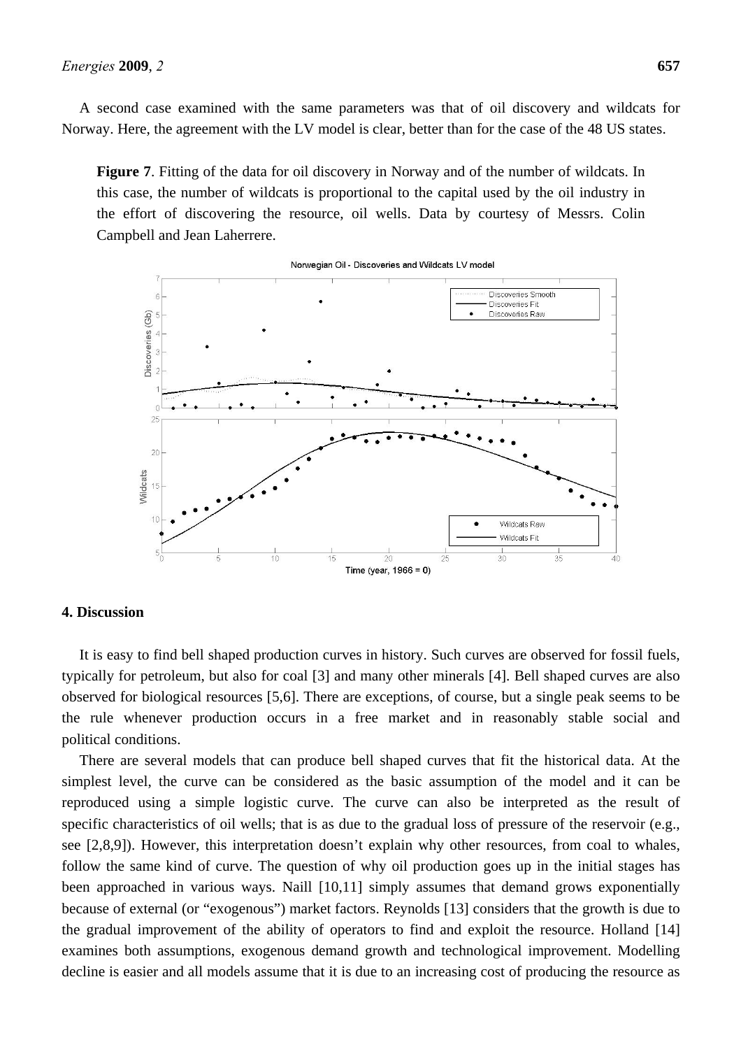A second case examined with the same parameters was that of oil discovery and wildcats for Norway. Here, the agreement with the LV model is clear, better than for the case of the 48 US states.

**Figure 7**. Fitting of the data for oil discovery in Norway and of the number of wildcats. In this case, the number of wildcats is proportional to the capital used by the oil industry in the effort of discovering the resource, oil wells. Data by courtesy of Messrs. Colin Campbell and Jean Laherrere.

## 4. Discussion

It is easy to find bell shaped production curves in history. Such curves are observed for fossil fuels, typically for petroleum, but also for coal [3] and many other minerals [4]. Bell shaped curves are also observed for biological resources [5,6]. There are exceptions, of course, but a single peak seems to be the rule whenever production occurs in a free market and in reasonably stable social and political conditions.

There are several models that can produce bell shaped curves that fit the historical data. At the simplest level, the curve can be considered as the basic assumption of the model and it can be reproduced using a simple logistic curve. The curve can also be interpreted as the result of specific characteristics of oil wells; that is as due to the gradual loss of pressure of the reservoir (e.g., see [2,8,9]). However, this interpretation doesn't explain why other resources, from coal to whales, follow the same kind of curve. The question of why oil production goes up in the initial stages has been approached in various ways. Naill [10,11] simply assumes that demand grows exponentially because of external (or "exogenous") market factors. Reynolds [13] considers that the growth is due to the gradual improvement of the ability of operators to find and exploit the resource. Holland [14] examines both assumptions, exogenous demand growth and technological improvement. Modelling decline is easier and all models assume that it is due to an increasing cost of producing the resource as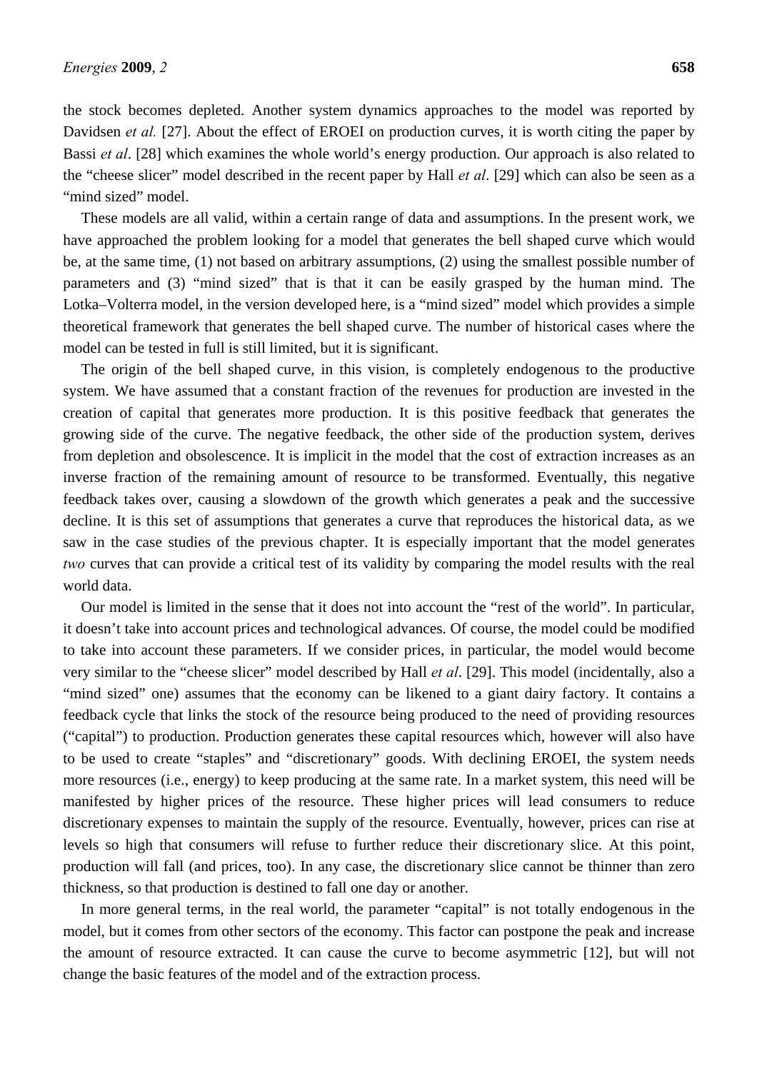the stock becomes depleted. Another system dynamics approaches to the model was reported by Davidsen *et al.* [27]. About the effect of EROEI on production curves, it is worth citing the paper by Bassi *et al*. [28] which examines the whole world's energy production. Our approach is also related to the "cheese slicer" model described in the recent paper by Hall *et al*. [29] which can also be seen as a "mind sized" model.

These models are all valid, within a certain range of data and assumptions. In the present work, we have approached the problem looking for a model that generates the bell shaped curve which would be, at the same time, (1) not based on arbitrary assumptions, (2) using the smallest possible number of parameters and (3) "mind sized" that is that it can be easily grasped by the human mind. The Lotka–Volterra model, in the version developed here, is a "mind sized" model which provides a simple theoretical framework that generates the bell shaped curve. The number of historical cases where the model can be tested in full is still limited, but it is significant.

The origin of the bell shaped curve, in this vision, is completely endogenous to the productive system. We have assumed that a constant fraction of the revenues for production are invested in the creation of capital that generates more production. It is this positive feedback that generates the growing side of the curve. The negative feedback, the other side of the production system, derives from depletion and obsolescence. It is implicit in the model that the cost of extraction increases as an inverse fraction of the remaining amount of resource to be transformed. Eventually, this negative feedback takes over, causing a slowdown of the growth which generates a peak and the successive decline. It is this set of assumptions that generates a curve that reproduces the historical data, as we saw in the case studies of the previous chapter. It is especially important that the model generates *two* curves that can provide a critical test of its validity by comparing the model results with the real world data.

Our model is limited in the sense that it does not into account the "rest of the world". In particular, it doesn't take into account prices and technological advances. Of course, the model could be modified to take into account these parameters. If we consider prices, in particular, the model would become very similar to the "cheese slicer" model described by Hall *et al*. [29]. This model (incidentally, also a "mind sized" one) assumes that the economy can be likened to a giant dairy factory. It contains a feedback cycle that links the stock of the resource being produced to the need of providing resources ("capital") to production. Production generates these capital resources which, however will also have to be used to create "staples" and "discretionary" goods. With declining EROEI, the system needs more resources (i.e., energy) to keep producing at the same rate. In a market system, this need will be manifested by higher prices of the resource. These higher prices will lead consumers to reduce discretionary expenses to maintain the supply of the resource. Eventually, however, prices can rise at levels so high that consumers will refuse to further reduce their discretionary slice. At this point, production will fall (and prices, too). In any case, the discretionary slice cannot be thinner than zero thickness, so that production is destined to fall one day or another.

In more general terms, in the real world, the parameter "capital" is not totally endogenous in the model, but it comes from other sectors of the economy. This factor can postpone the peak and increase the amount of resource extracted. It can cause the curve to become asymmetric [12], but will not change the basic features of the model and of the extraction process.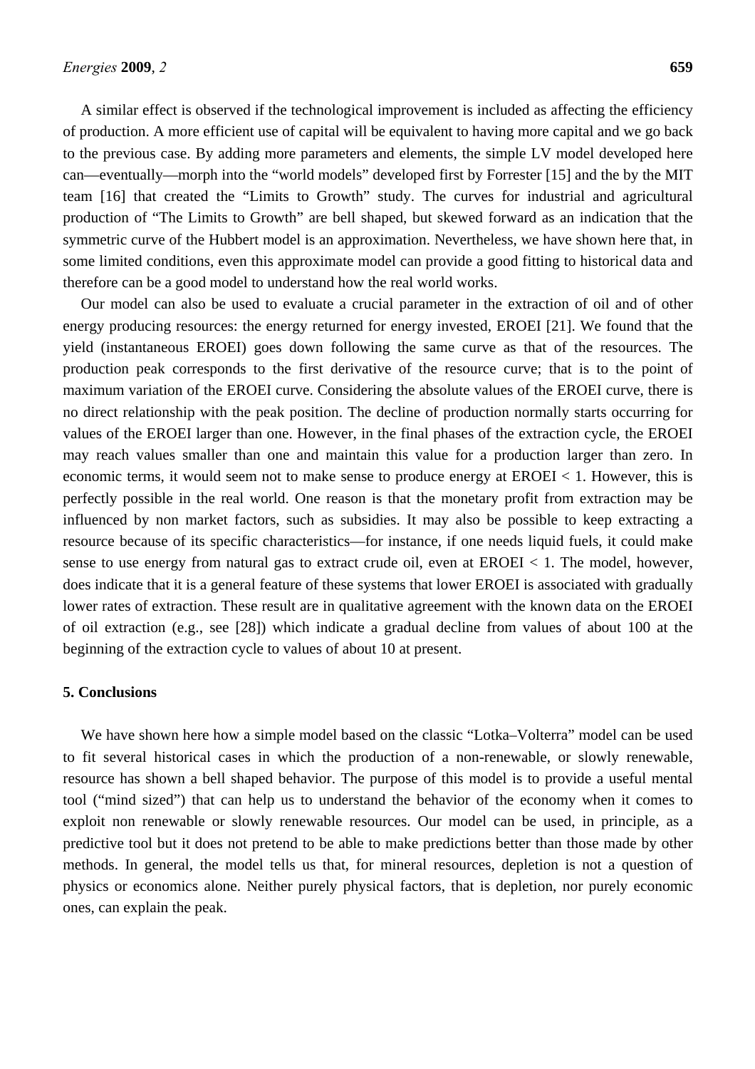A similar effect is observed if the technological improvement is included as affecting the efficiency of production. A more efficient use of capital will be equivalent to having more capital and we go back to the previous case. By adding more parameters and elements, the simple LV model developed here can—eventually—morph into the "world models" developed first by Forrester [15] and the by the MIT team [16] that created the "Limits to Growth" study. The curves for industrial and agricultural production of "The Limits to Growth" are bell shaped, but skewed forward as an indication that the symmetric curve of the Hubbert model is an approximation. Nevertheless, we have shown here that, in some limited conditions, even this approximate model can provide a good fitting to historical data and therefore can be a good model to understand how the real world works.

Our model can also be used to evaluate a crucial parameter in the extraction of oil and of other energy producing resources: the energy returned for energy invested, EROEI [21]. We found that the yield (instantaneous EROEI) goes down following the same curve as that of the resources. The production peak corresponds to the first derivative of the resource curve; that is to the point of maximum variation of the EROEI curve. Considering the absolute values of the EROEI curve, there is no direct relationship with the peak position. The decline of production normally starts occurring for values of the EROEI larger than one. However, in the final phases of the extraction cycle, the EROEI may reach values smaller than one and maintain this value for a production larger than zero. In economic terms, it would seem not to make sense to produce energy at EROEI < 1. However, this is perfectly possible in the real world. One reason is that the monetary profit from extraction may be influenced by non market factors, such as subsidies. It may also be possible to keep extracting a resource because of its specific characteristics—for instance, if one needs liquid fuels, it could make sense to use energy from natural gas to extract crude oil, even at EROEI < 1. The model, however, does indicate that it is a general feature of these systems that lower EROEI is associated with gradually lower rates of extraction. These result are in qualitative agreement with the known data on the EROEI of oil extraction (e.g., see [28]) which indicate a gradual decline from values of about 100 at the beginning of the extraction cycle to values of about 10 at present.

## 5. Conclusions

We have shown here how a simple model based on the classic "Lotka–Volterra" model can be used to fit several historical cases in which the production of a non-renewable, or slowly renewable, resource has shown a bell shaped behavior. The purpose of this model is to provide a useful mental tool ("mind sized") that can help us to understand the behavior of the economy when it comes to exploit non renewable or slowly renewable resources. Our model can be used, in principle, as a predictive tool but it does not pretend to be able to make predictions better than those made by other methods. In general, the model tells us that, for mineral resources, depletion is not a question of physics or economics alone. Neither purely physical factors, that is depletion, nor purely economic ones, can explain the peak.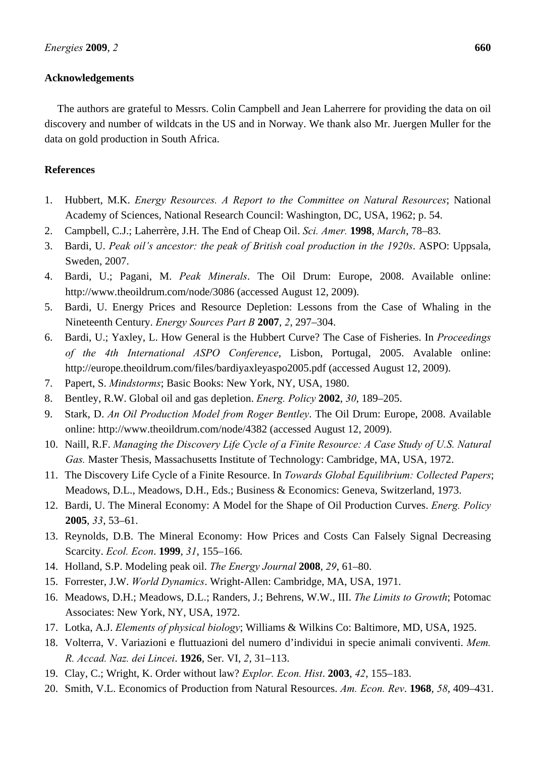## Acknowledgements

The authors are grateful to Messrs. Colin Campbell and Jean Laherrere for providing the data on oil discovery and number of wildcats in the US and in Norway. We thank also Mr. Juergen Muller for the data on gold production in South Africa.

## References

1. Hubbert, M.K. *Energy Resources. A Report to the Committee on Natural Resources*; National Academy of Sciences, National Research Council: Washington, DC, USA, 1962; p. 54.
2. Campbell, C.J.; Laherrère, J.H. The End of Cheap Oil. *Sci. Amer.* **1998**, *March*, 78–83.
3. Bardi, U. *Peak oil's ancestor: the peak of British coal production in the 1920s*. ASPO: Uppsala, Sweden, 2007.
4. Bardi, U.; Pagani, M. *Peak Minerals*. The Oil Drum: Europe, 2008. Available online: http://www.theoildrum.com/node/3086 (accessed August 12, 2009).
5. Bardi, U. Energy Prices and Resource Depletion: Lessons from the Case of Whaling in the Nineteenth Century. *Energy Sources Part B* **2007**, *2*, 297–304.
6. Bardi, U.; Yaxley, L. How General is the Hubbert Curve? The Case of Fisheries. In *Proceedings of the 4th International ASPO Conference*, Lisbon, Portugal, 2005. Avalable online: http://europe.theoildrum.com/files/bardiyaxleyaspo2005.pdf (accessed August 12, 2009).
7. Papert, S. *Mindstorms*; Basic Books: New York, NY, USA, 1980.
8. Bentley, R.W. Global oil and gas depletion. *Energ. Policy* **2002**, *30*, 189–205.
9. Stark, D. *An Oil Production Model from Roger Bentley*. The Oil Drum: Europe, 2008. Available online: http://www.theoildrum.com/node/4382 (accessed August 12, 2009).
10. Naill, R.F. *Managing the Discovery Life Cycle of a Finite Resource: A Case Study of U.S. Natural Gas.* Master Thesis, Massachusetts Institute of Technology: Cambridge, MA, USA, 1972.
11. The Discovery Life Cycle of a Finite Resource. In *Towards Global Equilibrium: Collected Papers*; Meadows, D.L., Meadows, D.H., Eds.; Business & Economics: Geneva, Switzerland, 1973.
12. Bardi, U. The Mineral Economy: A Model for the Shape of Oil Production Curves. *Energ. Policy* **2005**, *33*, 53–61.
13. Reynolds, D.B. The Mineral Economy: How Prices and Costs Can Falsely Signal Decreasing Scarcity. *Ecol. Econ*. **1999**, *31*, 155–166.
14. Holland, S.P. Modeling peak oil. *The Energy Journal* **2008**, *29*, 61–80.
15. Forrester, J.W. *World Dynamics*. Wright-Allen: Cambridge, MA, USA, 1971.
16. Meadows, D.H.; Meadows, D.L.; Randers, J.; Behrens, W.W., III. *The Limits to Growth*; Potomac Associates: New York, NY, USA, 1972.
17. Lotka, A.J. *Elements of physical biology*; Williams & Wilkins Co: Baltimore, MD, USA, 1925.
18. Volterra, V. Variazioni e fluttuazioni del numero d'individui in specie animali conviventi. *Mem. R. Accad. Naz. dei Lincei*. **1926**, Ser. VI, *2*, 31–113.
19. Clay, C.; Wright, K. Order without law? *Explor. Econ. Hist*. **2003**, *42*, 155–183.
20. Smith, V.L. Economics of Production from Natural Resources. *Am. Econ. Rev*. **1968**, *58*, 409–431.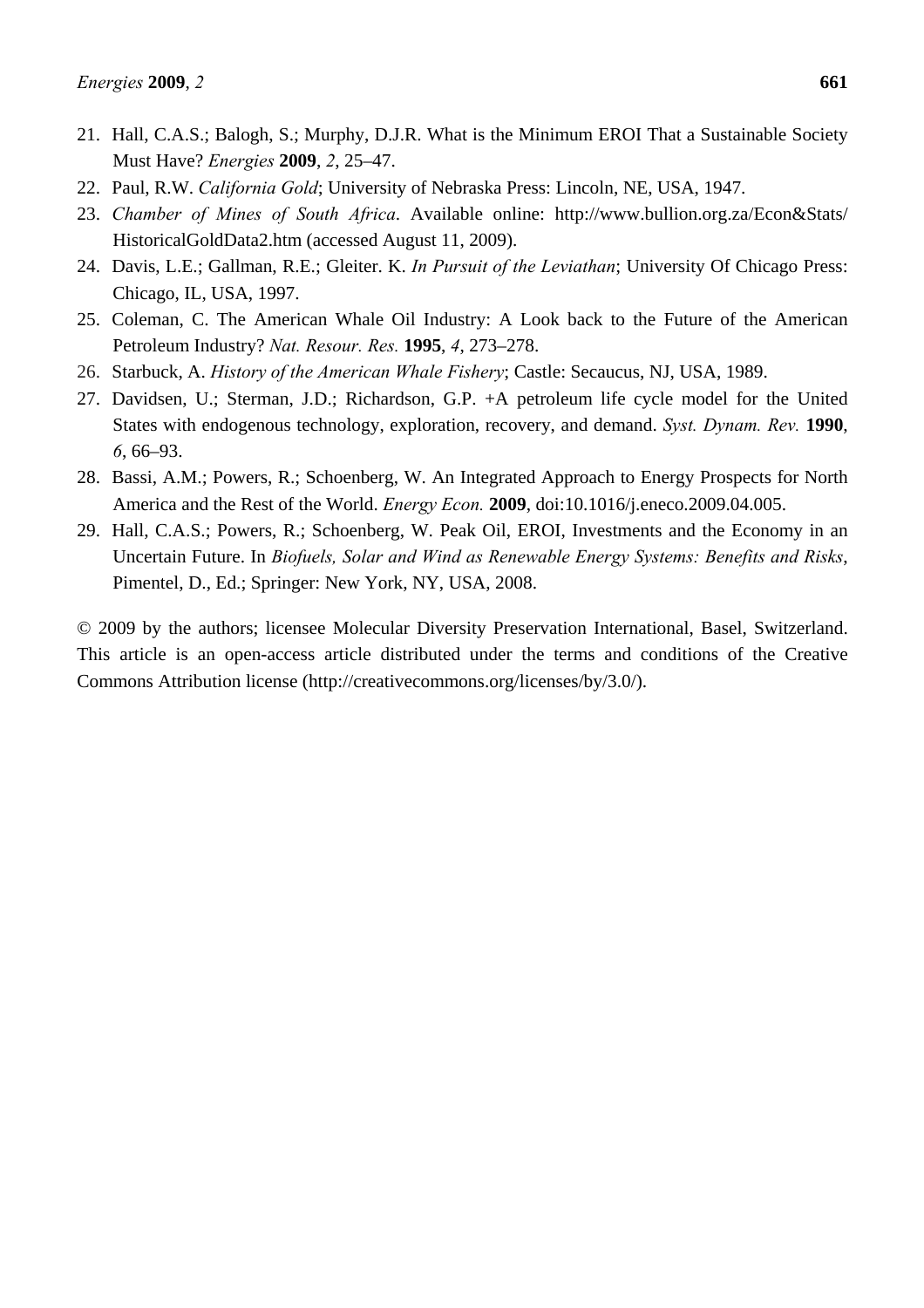21. Hall, C.A.S.; Balogh, S.; Murphy, D.J.R. What is the Minimum EROI That a Sustainable Society Must Have? *Energies* **2009**, *2*, 25–47.
22. Paul, R.W. *California Gold*; University of Nebraska Press: Lincoln, NE, USA, 1947.
23. *Chamber of Mines of South Africa*. Available online: http://www.bullion.org.za/Econ&Stats/HistoricalGoldData2.htm (accessed August 11, 2009).
24. Davis, L.E.; Gallman, R.E.; Gleiter. K. *In Pursuit of the Leviathan*; University Of Chicago Press: Chicago, IL, USA, 1997.
25. Coleman, C. The American Whale Oil Industry: A Look back to the Future of the American Petroleum Industry? *Nat. Resour. Res.* **1995**, *4*, 273–278.
26. Starbuck, A. *History of the American Whale Fishery*; Castle: Secaucus, NJ, USA, 1989.
27. Davidsen, U.; Sterman, J.D.; Richardson, G.P. +A petroleum life cycle model for the United States with endogenous technology, exploration, recovery, and demand. *Syst. Dynam. Rev.* **1990**, *6*, 66–93.
28. Bassi, A.M.; Powers, R.; Schoenberg, W. An Integrated Approach to Energy Prospects for North America and the Rest of the World. *Energy Econ.* **2009**, doi:10.1016/j.eneco.2009.04.005.
29. Hall, C.A.S.; Powers, R.; Schoenberg, W. Peak Oil, EROI, Investments and the Economy in an Uncertain Future. In *Biofuels, Solar and Wind as Renewable Energy Systems: Benefits and Risks*, Pimentel, D., Ed.; Springer: New York, NY, USA, 2008.

© 2009 by the authors; licensee Molecular Diversity Preservation International, Basel, Switzerland. This article is an open-access article distributed under the terms and conditions of the Creative Commons Attribution license (http://creativecommons.org/licenses/by/3.0/).